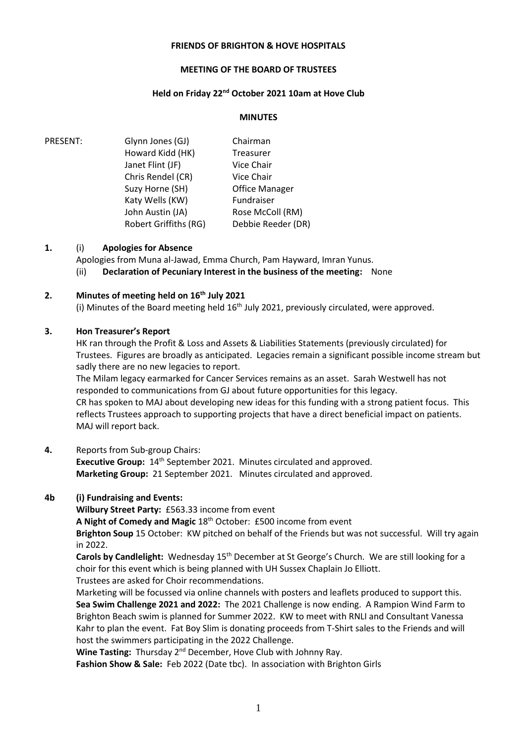**FRIENDS OF BRIGHTON & HOVE HOSPITALS**

**MEETING OF THE BOARD OF TRUSTEES**

**Held on Friday 22nd October 2021 10am at Hove Club**

**MINUTES**

| PRESENT: | | |
|---|---|---|
| | Glynn Jones (GJ) | Chairman |
| | Howard Kidd (HK) | Treasurer |
| | Janet Flint (JF) | Vice Chair |
| | Chris Rendel (CR) | Vice Chair |
| | Suzy Horne (SH) | Office Manager |
| | Katy Wells (KW) | Fundraiser |
| | John Austin (JA) | Rose McColl (RM) |
| | Robert Griffiths (RG) | Debbie Reeder (DR) |

**1.** (i) **Apologies for Absence**

Apologies from Muna al-Jawad, Emma Church, Pam Hayward, Imran Yunus.

(ii) **Declaration of Pecuniary Interest in the business of the meeting:** None

**2. Minutes of meeting held on 16th July 2021**

(i) Minutes of the Board meeting held 16th July 2021, previously circulated, were approved.

**3. Hon Treasurer's Report**

HK ran through the Profit & Loss and Assets & Liabilities Statements (previously circulated) for Trustees. Figures are broadly as anticipated. Legacies remain a significant possible income stream but sadly there are no new legacies to report.

The Milam legacy earmarked for Cancer Services remains as an asset. Sarah Westwell has not responded to communications from GJ about future opportunities for this legacy.

CR has spoken to MAJ about developing new ideas for this funding with a strong patient focus. This reflects Trustees approach to supporting projects that have a direct beneficial impact on patients. MAJ will report back.

**4.** Reports from Sub-group Chairs:

**Executive Group:** 14th September 2021. Minutes circulated and approved.

**Marketing Group:** 21 September 2021. Minutes circulated and approved.

**4b (i) Fundraising and Events:**

**Wilbury Street Party:** £563.33 income from event

**A Night of Comedy and Magic** 18th October: £500 income from event

**Brighton Soup** 15 October: KW pitched on behalf of the Friends but was not successful. Will try again in 2022.

**Carols by Candlelight:** Wednesday 15th December at St George's Church. We are still looking for a choir for this event which is being planned with UH Sussex Chaplain Jo Elliott.

Trustees are asked for Choir recommendations.

Marketing will be focussed via online channels with posters and leaflets produced to support this.

**Sea Swim Challenge 2021 and 2022:** The 2021 Challenge is now ending. A Rampion Wind Farm to Brighton Beach swim is planned for Summer 2022. KW to meet with RNLI and Consultant Vanessa Kahr to plan the event. Fat Boy Slim is donating proceeds from T-Shirt sales to the Friends and will host the swimmers participating in the 2022 Challenge.

**Wine Tasting:** Thursday 2nd December, Hove Club with Johnny Ray.

**Fashion Show & Sale:** Feb 2022 (Date tbc). In association with Brighton Girls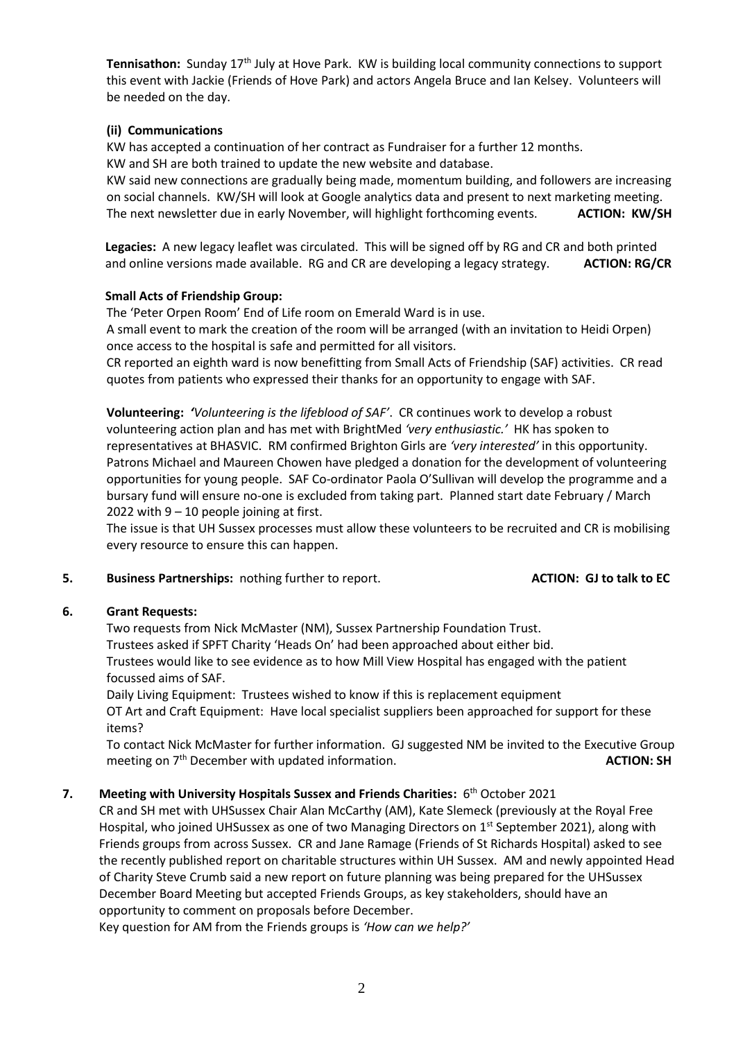**Tennisathon:** Sunday 17th July at Hove Park. KW is building local community connections to support this event with Jackie (Friends of Hove Park) and actors Angela Bruce and Ian Kelsey. Volunteers will be needed on the day.

**(ii) Communications**

KW has accepted a continuation of her contract as Fundraiser for a further 12 months.
KW and SH are both trained to update the new website and database.
KW said new connections are gradually being made, momentum building, and followers are increasing on social channels. KW/SH will look at Google analytics data and present to next marketing meeting. The next newsletter due in early November, will highlight forthcoming events. **ACTION: KW/SH**

**Legacies:** A new legacy leaflet was circulated. This will be signed off by RG and CR and both printed and online versions made available. RG and CR are developing a legacy strategy. **ACTION: RG/CR**

**Small Acts of Friendship Group:**

The 'Peter Orpen Room' End of Life room on Emerald Ward is in use.
A small event to mark the creation of the room will be arranged (with an invitation to Heidi Orpen) once access to the hospital is safe and permitted for all visitors.
CR reported an eighth ward is now benefitting from Small Acts of Friendship (SAF) activities. CR read quotes from patients who expressed their thanks for an opportunity to engage with SAF.

**Volunteering:** *'Volunteering is the lifeblood of SAF'*. CR continues work to develop a robust volunteering action plan and has met with BrightMed *'very enthusiastic.'* HK has spoken to representatives at BHASVIC. RM confirmed Brighton Girls are *'very interested'* in this opportunity. Patrons Michael and Maureen Chowen have pledged a donation for the development of volunteering opportunities for young people. SAF Co-ordinator Paola O'Sullivan will develop the programme and a bursary fund will ensure no-one is excluded from taking part. Planned start date February / March 2022 with 9 – 10 people joining at first.
The issue is that UH Sussex processes must allow these volunteers to be recruited and CR is mobilising every resource to ensure this can happen.

**5. Business Partnerships:** nothing further to report. **ACTION: GJ to talk to EC**

**6. Grant Requests:**

Two requests from Nick McMaster (NM), Sussex Partnership Foundation Trust.
Trustees asked if SPFT Charity 'Heads On' had been approached about either bid.
Trustees would like to see evidence as to how Mill View Hospital has engaged with the patient focussed aims of SAF.
Daily Living Equipment: Trustees wished to know if this is replacement equipment
OT Art and Craft Equipment: Have local specialist suppliers been approached for support for these items?
To contact Nick McMaster for further information. GJ suggested NM be invited to the Executive Group meeting on 7th December with updated information. **ACTION: SH**

**7. Meeting with University Hospitals Sussex and Friends Charities:** 6th October 2021

CR and SH met with UHSussex Chair Alan McCarthy (AM), Kate Slemeck (previously at the Royal Free Hospital, who joined UHSussex as one of two Managing Directors on 1st September 2021), along with Friends groups from across Sussex. CR and Jane Ramage (Friends of St Richards Hospital) asked to see the recently published report on charitable structures within UH Sussex. AM and newly appointed Head of Charity Steve Crumb said a new report on future planning was being prepared for the UHSussex December Board Meeting but accepted Friends Groups, as key stakeholders, should have an opportunity to comment on proposals before December.
Key question for AM from the Friends groups is *'How can we help?'*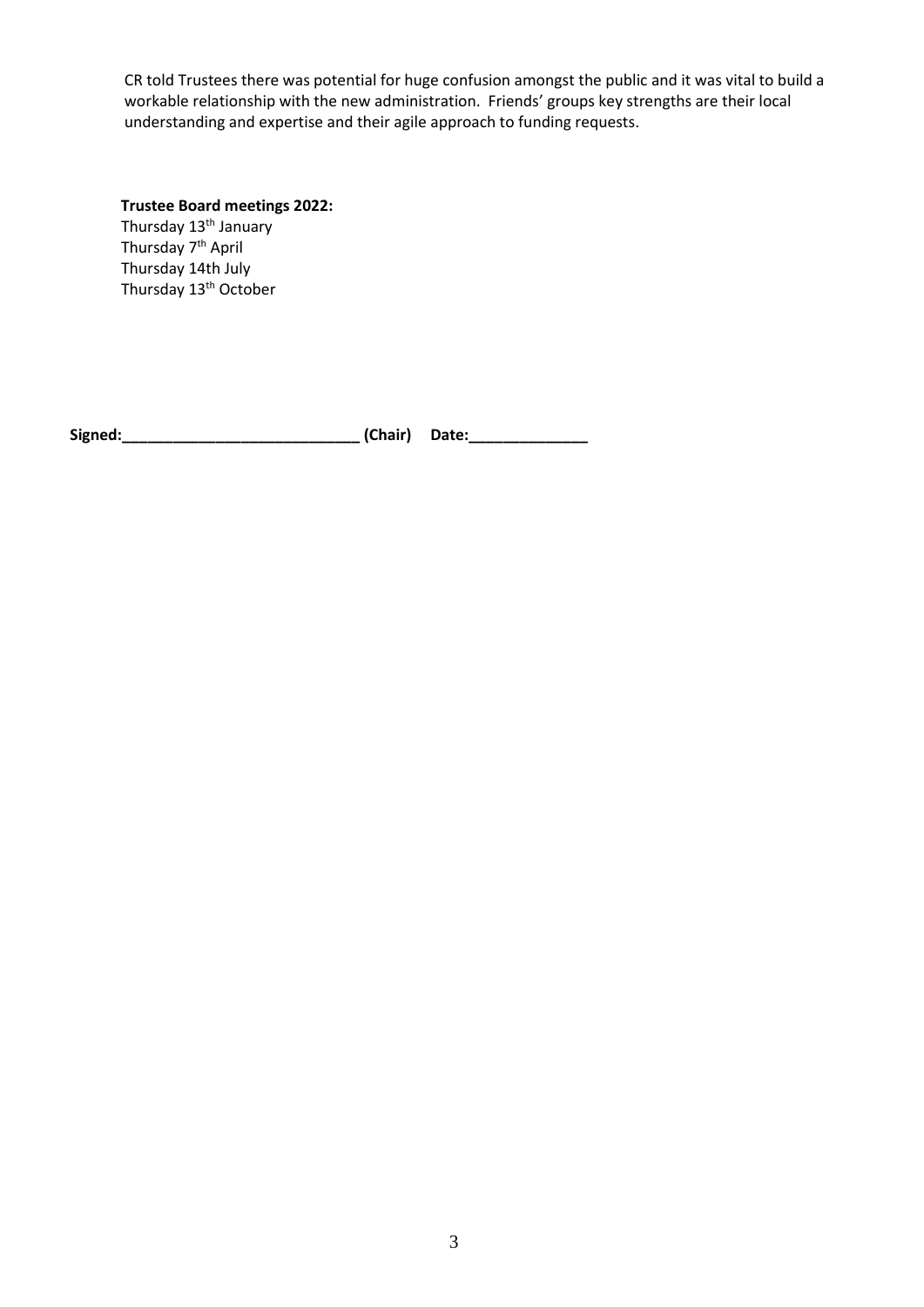CR told Trustees there was potential for huge confusion amongst the public and it was vital to build a workable relationship with the new administration. Friends' groups key strengths are their local understanding and expertise and their agile approach to funding requests.

**Trustee Board meetings 2022:**

Thursday 13th January
Thursday 7th April
Thursday 14th July
Thursday 13th October

**Signed:____________________________ (Chair) Date:______________**